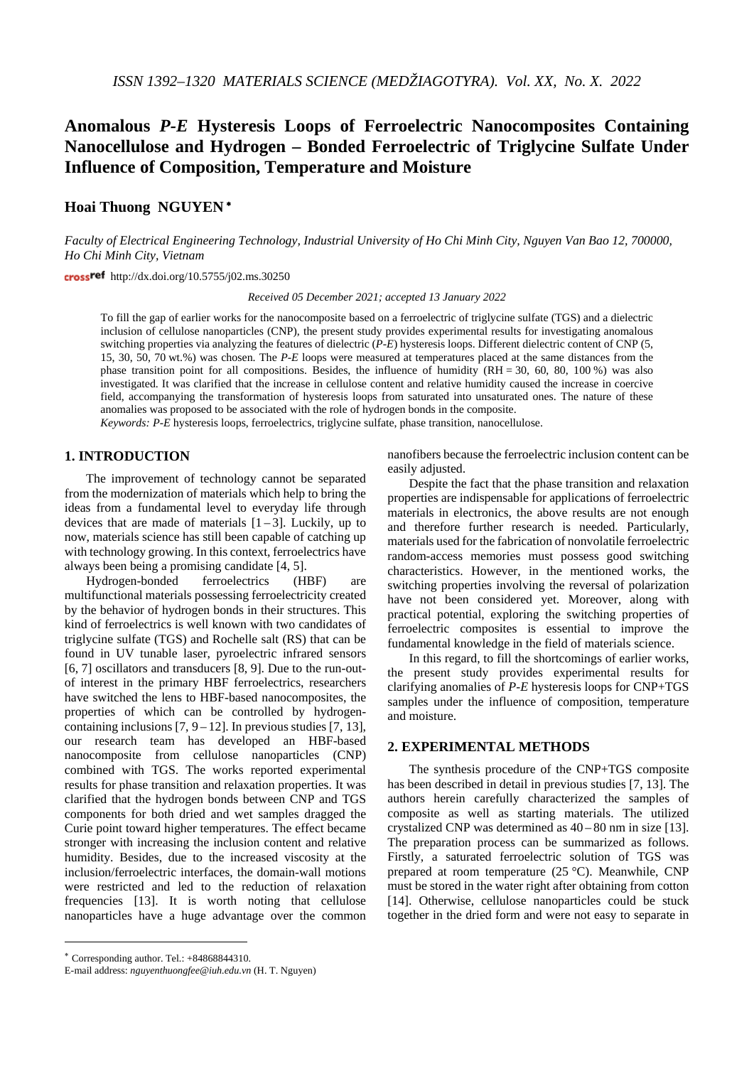# Anomalous *P-E* Hysteresis Loops of Ferroelectric Nanocomposites Containing Nanocellulose and Hydrogen – Bonded Ferroelectric of Triglycine Sulfate Under Influence of Composition, Temperature and Moisture

**Hoai Thuong NGUYEN** [*]

*Faculty of Electrical Engineering Technology, Industrial University of Ho Chi Minh City, Nguyen Van Bao 12, 700000, Ho Chi Minh City, Vietnam*

http://dx.doi.org/10.5755/j02.ms.30250

*Received 05 December 2021; accepted 13 January 2022*

To fill the gap of earlier works for the nanocomposite based on a ferroelectric of triglycine sulfate (TGS) and a dielectric inclusion of cellulose nanoparticles (CNP), the present study provides experimental results for investigating anomalous switching properties via analyzing the features of dielectric (*P-E*) hysteresis loops. Different dielectric content of CNP (5, 15, 30, 50, 70 wt.%) was chosen. The *P-E* loops were measured at temperatures placed at the same distances from the phase transition point for all compositions. Besides, the influence of humidity (RH = 30, 60, 80, 100 %) was also investigated. It was clarified that the increase in cellulose content and relative humidity caused the increase in coercive field, accompanying the transformation of hysteresis loops from saturated into unsaturated ones. The nature of these anomalies was proposed to be associated with the role of hydrogen bonds in the composite.

*Keywords: P-E* hysteresis loops, ferroelectrics, triglycine sulfate, phase transition, nanocellulose.

## 1. INTRODUCTION

The improvement of technology cannot be separated from the modernization of materials which help to bring the ideas from a fundamental level to everyday life through devices that are made of materials [1 – 3]. Luckily, up to now, materials science has still been capable of catching up with technology growing. In this context, ferroelectrics have always being a promising candidate [4, 5].

Hydrogen-bonded ferroelectrics (HBF) are multifunctional materials possessing ferroelectricity created by the behavior of hydrogen bonds in their structures. This kind of ferroelectrics is well known with two candidates of triglycine sulfate (TGS) and Rochelle salt (RS) that can be found in UV tunable laser, pyroelectric infrared sensors [6, 7] oscillators and transducers [8, 9]. Due to the run-out-of interest in the primary HBF ferroelectrics, researchers have switched the lens to HBF-based nanocomposites, the properties of which can be controlled by hydrogen-containing inclusions [7, 9 – 12]. In previous studies [7, 13], our research team have developed an HBF-based nanocomposite from cellulose nanoparticles (CNP) combined with TGS. The works reported experimental results for phase transition and relaxation properties. It was clarified that the hydrogen bonds between CNP and TGS components for both dried and wet samples dragged the Curie point toward higher temperatures. The effect became stronger with increasing the inclusion content and relative humidity. Besides, due to the increased viscosity at the inclusion/ferroelectric interfaces, the domain-wall motions were restricted and led to the reduction of relaxation frequencies [13]. It is worth noting that cellulose nanoparticles have a huge advantage over the common nanofibers because the ferroelectric inclusion content can be easily adjusted.

Despite the fact that the phase transition and relaxation properties are indispensable for applications of ferroelectric materials in electronics, the above results are not enough and therefore further research is needed. Particularly, materials used for the fabrication of nonvolatile ferroelectric random-access memories must possess good switching characteristics. However, in the mentioned works, the switching properties involving the reversal of polarization have not been considered yet. Moreover, along with practical potential, exploring the switching properties of ferroelectric composites is essential to improve the fundamental knowledge in the field of materials science.

In this regard, to fill the shortcomings of earlier works, the present study provides experimental results for clarifying anomalies of *P-E* hysteresis loops for CNP+TGS samples under the influence of composition, temperature and moisture.

## 2. EXPERIMENTAL METHODS

The synthesis procedure of the CNP+TGS composite has been described in detail in previous studies [7, 13]. The authors herein carefully characterized the samples of composite as well as starting materials. The utilized crystalized CNP was determined as 40 – 80 nm in size [13]. The preparation process can be summarized as follows. Firstly, a saturated ferroelectric solution of TGS was prepared at room temperature (25 °C). Meanwhile, CNP must be stored in the water right after obtaining from cotton [14]. Otherwise, cellulose nanoparticles could be stuck together in the dried form and were not easy to separate in

---

[*] Corresponding author. Tel.: +84868844310.
E-mail address: *nguyenthuongfee@iuh.edu.vn* (H. T. Nguyen)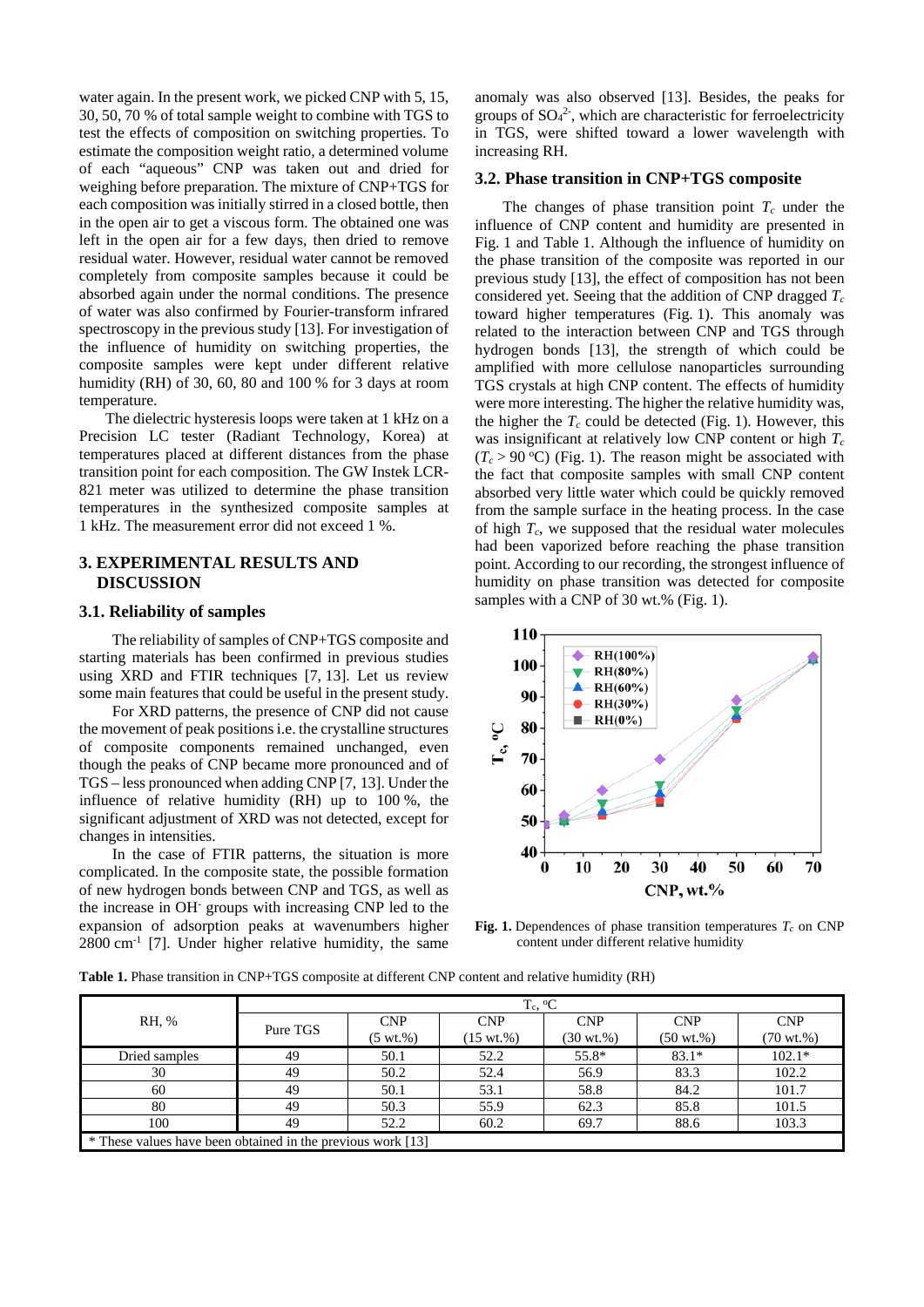water again. In the present work, we picked CNP with 5, 15, 30, 50, 70 % of total sample weight to combine with TGS to test the effects of composition on switching properties. To estimate the composition weight ratio, a determined volume of each "aqueous" CNP was taken out and dried for weighing before preparation. The mixture of CNP+TGS for each composition was initially stirred in a closed bottle, then in the open air to get a viscous form. The obtained one was left in the open air for a few days, then dried to remove residual water. However, residual water cannot be removed completely from composite samples because it could be absorbed again under the normal conditions. The presence of water was also confirmed by Fourier-transform infrared spectroscopy in the previous study [13]. For investigation of the influence of humidity on switching properties, the composite samples were kept under different relative humidity (RH) of 30, 60, 80 and 100 % for 3 days at room temperature.

The dielectric hysteresis loops were taken at 1 kHz on a Precision LC tester (Radiant Technology, Korea) at temperatures placed at different distances from the phase transition point for each composition. The GW Instek LCR-821 meter was utilized to determine the phase transition temperatures in the synthesized composite samples at 1 kHz. The measurement error did not exceed 1 %.

## 3. EXPERIMENTAL RESULTS AND DISCUSSION

### 3.1. Reliability of samples

The reliability of samples of CNP+TGS composite and starting materials has been confirmed in previous studies using XRD and FTIR techniques [7, 13]. Let us review some main features that could be useful in the present study.

For XRD patterns, the presence of CNP did not cause the movement of peak positions i.e. the crystalline structures of composite components remained unchanged, even though the peaks of CNP became more pronounced and of TGS – less pronounced when adding CNP [7, 13]. Under the influence of relative humidity (RH) up to 100 %, the significant adjustment of XRD was not detected, except for changes in intensities.

In the case of FTIR patterns, the situation is more complicated. In the composite state, the possible formation of new hydrogen bonds between CNP and TGS, as well as the increase in $OH^-$ groups with increasing CNP led to the expansion of adsorption peaks at wavenumbers higher 2800 $cm^{-1}$ [7]. Under higher relative humidity, the same anomaly was also observed [13]. Besides, the peaks for groups of $SO_4^{2-}$, which are characteristic for ferroelectricity in TGS, were shifted toward a lower wavelength with increasing RH.

### 3.2. Phase transition in CNP+TGS composite

The changes of phase transition point $T_c$ under the influence of CNP content and humidity are presented in Fig. 1 and Table 1. Although the influence of humidity on the phase transition of the composite was reported in our previous study [13], the effect of composition has not been considered yet. Seeing that the addition of CNP dragged $T_c$ toward higher temperatures (Fig. 1). This anomaly was related to the interaction between CNP and TGS through hydrogen bonds [13], the strength of which could be amplified with more cellulose nanoparticles surrounding TGS crystals at high CNP content. The effects of humidity were more interesting. The higher the relative humidity was, the higher the $T_c$ could be detected (Fig. 1). However, this was insignificant at relatively low CNP content or high $T_c$ ($T_c > 90$ °C) (Fig. 1). The reason might be associated with the fact that composite samples with small CNP content absorbed very little water which could be quickly removed from the sample surface in the heating process. In the case of high $T_c$, we supposed that the residual water molecules had been vaporized before reaching the phase transition point. According to our recording, the strongest influence of humidity on phase transition was detected for composite samples with a CNP of 30 wt.% (Fig. 1).

T$_c$, °C
110
100
90
80
70
60
50
40
0 10 20 30 40 50 60 70
CNP, wt.%
RH(100%)
RH(80%)
RH(60%)
RH(30%)
RH(0%)

**Fig. 1.** Dependences of phase transition temperatures $T_c$ on CNP content under different relative humidity

**Table 1.** Phase transition in CNP+TGS composite at different CNP content and relative humidity (RH)

| RH, % | $T_c$, °C | | | | | |
|---|---|---|---|---|---|---|
| | Pure TGS | CNP (5 wt.%) | CNP (15 wt.%) | CNP (30 wt.%) | CNP (50 wt.%) | CNP (70 wt.%) |
| Dried samples | 49 | 50.1 | 52.2 | 55.8* | 83.1* | 102.1* |
| 30 | 49 | 50.2 | 52.4 | 56.9 | 83.3 | 102.2 |
| 60 | 49 | 50.1 | 53.1 | 58.8 | 84.2 | 101.7 |
| 80 | 49 | 50.3 | 55.9 | 62.3 | 85.8 | 101.5 |
| 100 | 49 | 52.2 | 60.2 | 69.7 | 88.6 | 103.3 |

* These values have been obtained in the previous work [13]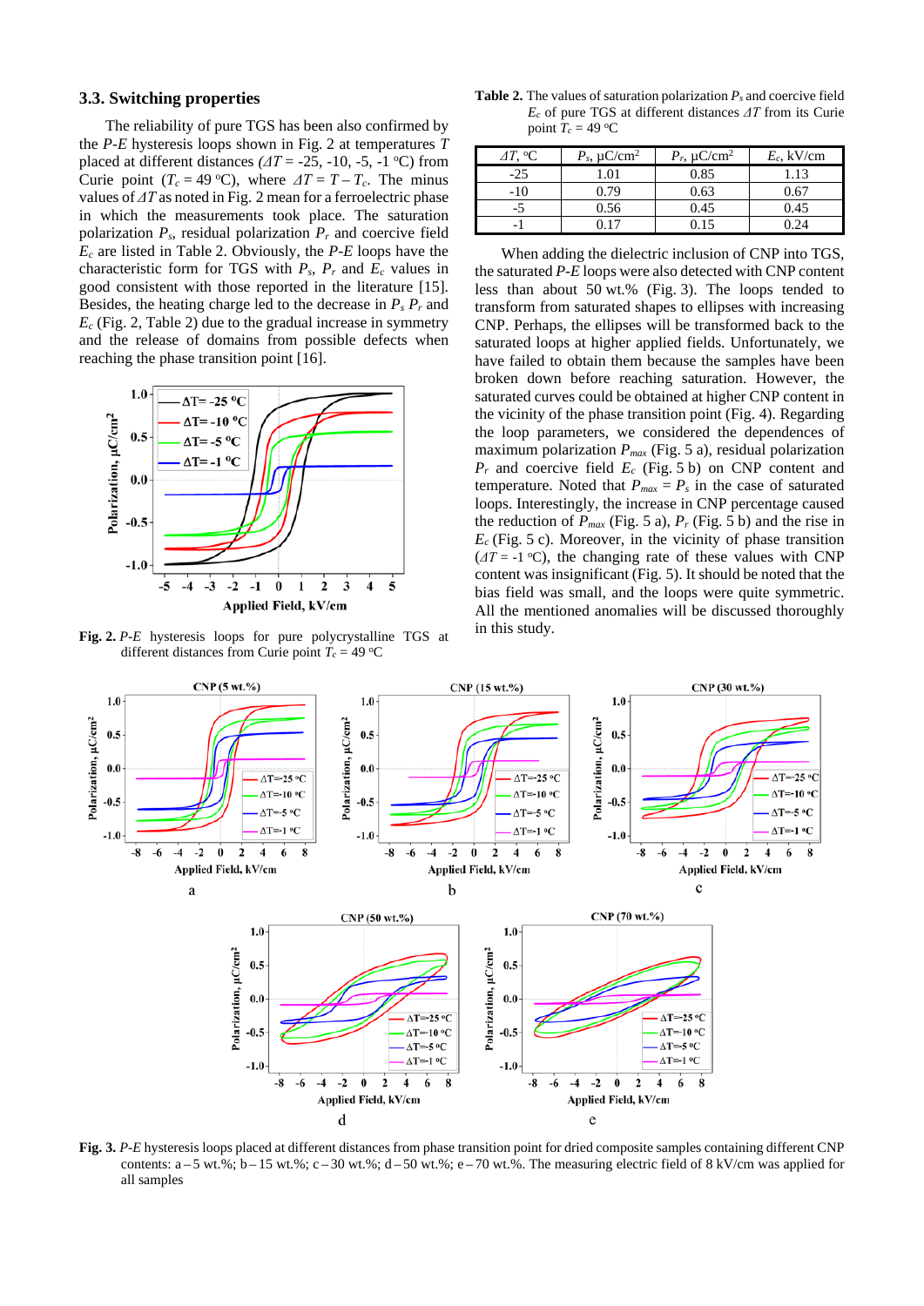### 3.3. Switching properties

The reliability of pure TGS has been also confirmed by the *P-E* hysteresis loops shown in Fig. 2 at temperatures $T$ placed at different distances ($\Delta T$ = -25, -10, -5, -1 °C) from Curie point ($T_c$ = 49 °C), where $\Delta T = T - T_c$. The minus values of $\Delta T$ as noted in Fig. 2 mean for a ferroelectric phase in which the measurements took place. The saturation polarization $P_s$, residual polarization $P_r$ and coercive field $E_c$ are listed in Table 2. Obviously, the *P-E* loops have the characteristic form for TGS with $P_s$, $P_r$ and $E_c$ values in good consistent with those reported in the literature [15]. Besides, the heating charge led to the decrease in $P_s$ $P_r$ and $E_c$ (Fig. 2, Table 2) due to the gradual increase in symmetry and the release of domains from possible defects when reaching the phase transition point [16].

1.0
0.5
0.0
-0.5
-1.0
Polarization, μC/cm²
-5 -4 -3 -2 -1 0 1 2 3 4 5
Applied Field, kV/cm
ΔT= -25 °C
ΔT= -10 °C
ΔT= -5 °C
ΔT= -1 °C

**Fig. 2.** *P-E* hysteresis loops for pure polycrystalline TGS at different distances from Curie point $T_c$ = 49 °C

**Table 2.** The values of saturation polarization $P_s$ and coercive field $E_c$ of pure TGS at different distances $\Delta T$ from its Curie point $T_c$ = 49 °C

| $\Delta T$, °C | $P_s$, μC/cm² | $P_r$, μC/cm² | $E_c$, kV/cm |
|---|---|---|---|
| -25 | 1.01 | 0.85 | 1.13 |
| -10 | 0.79 | 0.63 | 0.67 |
| -5 | 0.56 | 0.45 | 0.45 |
| -1 | 0.17 | 0.15 | 0.24 |

When adding the dielectric inclusion of CNP into TGS, the saturated *P-E* loops were also detected with CNP content less than about 50 wt.% (Fig. 3). The loops tended to transform from saturated shapes to ellipses with increasing CNP. Perhaps, the ellipses will be transformed back to the saturated loops at higher applied fields. Unfortunately, we have failed to obtain them because the samples have been broken down before reaching saturation. However, the saturated curves could be obtained at higher CNP content in the vicinity of the phase transition point (Fig. 4). Regarding the loop parameters, we considered the dependences of maximum polarization $P_{max}$ (Fig. 5 a), residual polarization $P_r$ and coercive field $E_c$ (Fig. 5 b) on CNP content and temperature. Noted that $P_{max} = P_s$ in the case of saturated loops. Interestingly, the increase in CNP percentage caused the reduction of $P_{max}$ (Fig. 5 a), $P_r$ (Fig. 5 b) and the rise in $E_c$ (Fig. 5 c). Moreover, in the vicinity of phase transition ($\Delta T$ = -1 °C), the changing rate of these values with CNP content was insignificant (Fig. 5). It should be noted that the bias field was small, and the loops were quite symmetric. All the mentioned anomalies will be discussed thoroughly in this study.

CNP (5 wt.%)
CNP (15 wt.%)
CNP (30 wt.%)
CNP (50 wt.%)
CNP (70 wt.%)
Polarization, μC/cm²
1.0
0.5
0.0
-0.5
-1.0
-8 -6 -4 -2 0 2 4 6 8
Applied Field, kV/cm
ΔT=-25 °C
ΔT=-10 °C
ΔT=-5 °C
ΔT=-1 °C
a
b
c
d
e

**Fig. 3.** *P-E* hysteresis loops placed at different distances from phase transition point for dried composite samples containing different CNP contents: a – 5 wt.%; b – 15 wt.%; c – 30 wt.%; d – 50 wt.%; e – 70 wt.%. The measuring electric field of 8 kV/cm was applied for all samples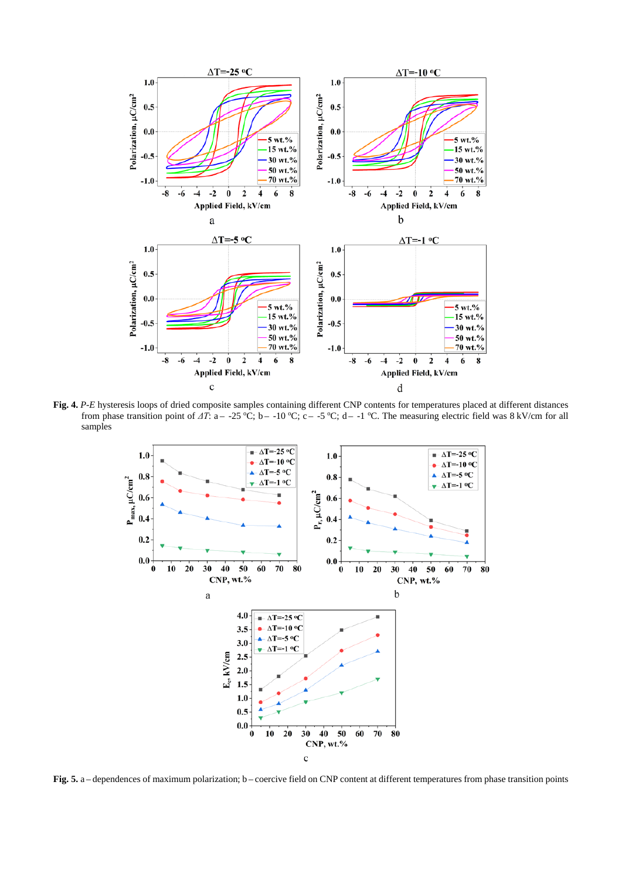ΔT=-25 °C

Polarization, μC/cm²

1.0
0.5
0.0
-0.5
-1.0

-8 -6 -4 -2 0 2 4 6 8

Applied Field, kV/cm

5 wt.%
15 wt.%
30 wt.%
50 wt.%
70 wt.%

a

ΔT=-10 °C

Polarization, μC/cm²

1.0
0.5
0.0
-0.5
-1.0

-8 -6 -4 -2 0 2 4 6 8

Applied Field, kV/cm

5 wt.%
15 wt.%
30 wt.%
50 wt.%
70 wt.%

b

ΔT=-5 °C

Polarization, μC/cm²

1.0
0.5
0.0
-0.5
-1.0

-8 -6 -4 -2 0 2 4 6 8

Applied Field, kV/cm

5 wt.%
15 wt.%
30 wt.%
50 wt.%
70 wt.%

c

ΔT=-1 °C

Polarization, μC/cm²

1.0
0.5
0.0
-0.5
-1.0

-8 -6 -4 -2 0 2 4 6 8

Applied Field, kV/cm

5 wt.%
15 wt.%
30 wt.%
50 wt.%
70 wt.%

d

**Fig. 4.** *P-E* hysteresis loops of dried composite samples containing different CNP contents for temperatures placed at different distances from phase transition point of $\Delta T$: a – -25 °C; b – -10 °C; c – -5 °C; d – -1 °C. The measuring electric field was 8 kV/cm for all samples

$P_{max}$, μC/cm²

1.0
0.8
0.6
0.4
0.2
0.0

0 10 20 30 40 50 60 70 80

CNP, wt.%

ΔT=-25 °C
ΔT=-10 °C
ΔT=-5 °C
ΔT=-1 °C

a

$P_r$, μC/cm²

1.0
0.8
0.6
0.4
0.2
0.0

0 10 20 30 40 50 60 70 80

CNP, wt.%

ΔT=-25 °C
ΔT=-10 °C
ΔT=-5 °C
ΔT=-1 °C

b

$E_c$, kV/cm

4.0
3.5
3.0
2.5
2.0
1.5
1.0
0.5
0.0

0 10 20 30 40 50 60 70 80

CNP, wt.%

ΔT=-25 °C
ΔT=-10 °C
ΔT=-5 °C
ΔT=-1 °C

c

**Fig. 5.** a – dependences of maximum polarization; b – coercive field on CNP content at different temperatures from phase transition points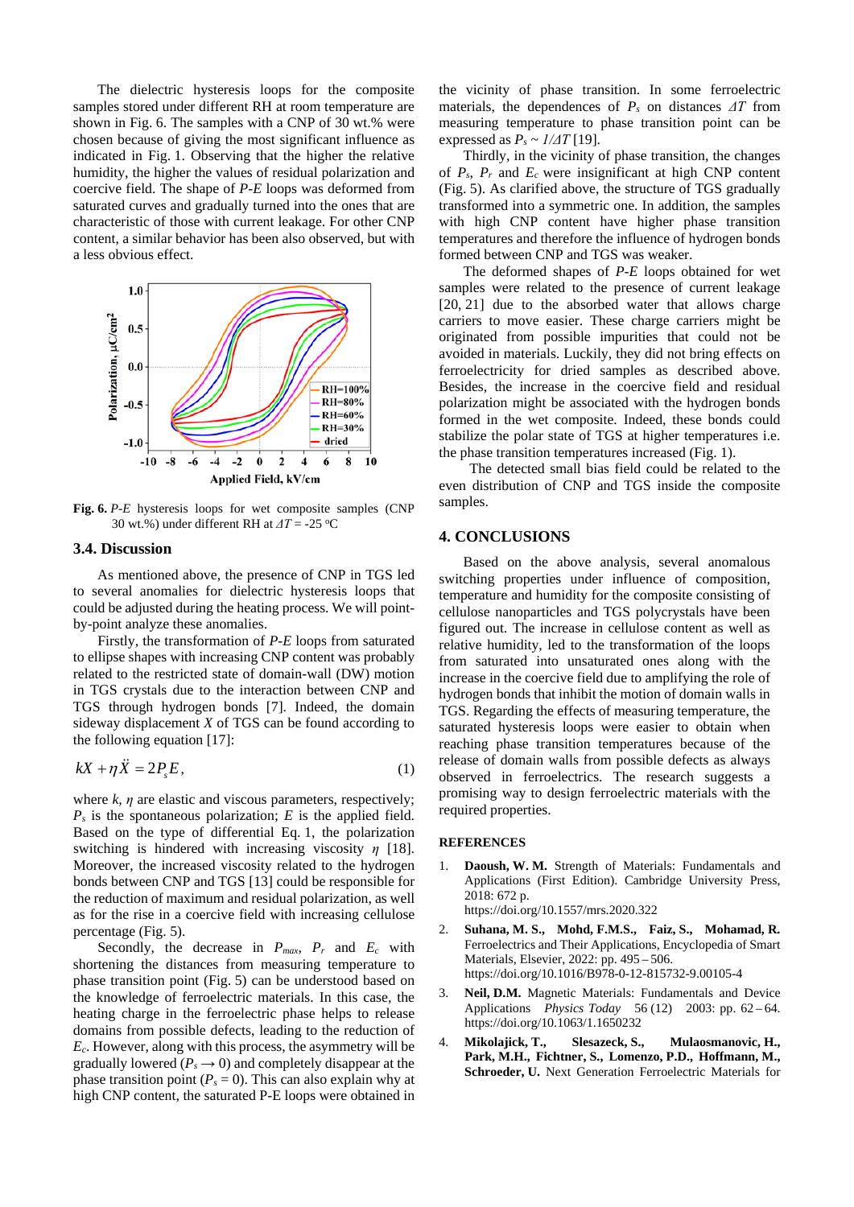The dielectric hysteresis loops for the composite samples stored under different RH at room temperature are shown in Fig. 6. The samples with a CNP of 30 wt.% were chosen because of giving the most significant influence as indicated in Fig. 1. Observing that the higher the relative humidity, the higher the values of residual polarization and coercive field. The shape of *P-E* loops was deformed from saturated curves and gradually turned into the ones that are characteristic of those with current leakage. For other CNP content, a similar behavior has been also observed, but with a less obvious effect.

1.0
0.5
0.0
-0.5
-1.0
Polarization, μC/cm²
-10 -8 -6 -4 -2 0 2 4 6 8 10
Applied Field, kV/cm
RH=100%
RH=80%
RH=60%
RH=30%
dried

**Fig. 6.** *P-E* hysteresis loops for wet composite samples (CNP 30 wt.%) under different RH at $\Delta T$ = -25 °C

### 3.4. Discussion

As mentioned above, the presence of CNP in TGS led to several anomalies for dielectric hysteresis loops that could be adjusted during the heating process. We will point-by-point analyze these anomalies.

Firstly, the transformation of *P-E* loops from saturated to ellipse shapes with increasing CNP content was probably related to the restricted state of domain-wall (DW) motion in TGS crystals due to the interaction between CNP and TGS through hydrogen bonds [7]. Indeed, the domain sideway displacement $X$ of TGS can be found according to the following equation [17]:

$$kX + \eta \ddot{X} = 2P_s E, \tag{1}$$

where $k$, $\eta$ are elastic and viscous parameters, respectively; $P_s$ is the spontaneous polarization; $E$ is the applied field. Based on the type of differential Eq. 1, the polarization switching is hindered with increasing viscosity $\eta$ [18]. Moreover, the increased viscosity related to the hydrogen bonds between CNP and TGS [13] could be responsible for the reduction of maximum and residual polarization, as well as for the rise in a coercive field with increasing cellulose percentage (Fig. 5).

Secondly, the decrease in $P_{max}$, $P_r$ and $E_c$ with shortening the distances from measuring temperature to phase transition point (Fig. 5) can be understood based on the knowledge of ferroelectric materials. In this case, the heating charge in the ferroelectric phase helps to release domains from possible defects, leading to the reduction of $E_c$. However, along with this process, the asymmetry will be gradually lowered ($P_s \rightarrow 0$) and completely disappear at the phase transition point ($P_s = 0$). This can also explain why at high CNP content, the saturated P-E loops were obtained in the vicinity of phase transition. In some ferroelectric materials, the dependences of $P_s$ on distances $\Delta T$ from measuring temperature to phase transition point can be expressed as $P_s \sim 1/\Delta T$ [19].

Thirdly, in the vicinity of phase transition, the changes of $P_s$, $P_r$ and $E_c$ were insignificant at high CNP content (Fig. 5). As clarified above, the structure of TGS gradually transformed into a symmetric one. In addition, the samples with high CNP content have higher phase transition temperatures and therefore the influence of hydrogen bonds formed between CNP and TGS was weaker.

The deformed shapes of *P-E* loops obtained for wet samples were related to the presence of current leakage [20, 21] due to the absorbed water that allows charge carriers to move easier. These charge carriers might be originated from possible impurities that could not be avoided in materials. Luckily, they did not bring effects on ferroelectricity for dried samples as described above. Besides, the increase in the coercive field and residual polarization might be associated with the hydrogen bonds formed in the wet composite. Indeed, these bonds could stabilize the polar state of TGS at higher temperatures i.e. the phase transition temperatures increased (Fig. 1).

The detected small bias field could be related to the even distribution of CNP and TGS inside the composite samples.

## 4. CONCLUSIONS

Based on the above analysis, several anomalous switching properties under influence of composition, temperature and humidity for the composite consisting of cellulose nanoparticles and TGS polycrystals have been figured out. The increase in cellulose content as well as relative humidity, led to the transformation of the loops from saturated into unsaturated ones along with the increase in the coercive field due to amplifying the role of hydrogen bonds that inhibit the motion of domain walls in TGS. Regarding the effects of measuring temperature, the saturated hysteresis loops were easier to obtain when reaching phase transition temperatures because of the release of domain walls from possible defects as always observed in ferroelectrics. The research suggests a promising way to design ferroelectric materials with the required properties.

## REFERENCES

1. **Daoush, W. M.** Strength of Materials: Fundamentals and Applications (First Edition). Cambridge University Press, 2018: 672 p. https://doi.org/10.1557/mrs.2020.322
2. **Suhana, M. S., Mohd, F.M.S., Faiz, S., Mohamad, R.** Ferroelectrics and Their Applications, Encyclopedia of Smart Materials, Elsevier, 2022: pp. 495 – 506. https://doi.org/10.1016/B978-0-12-815732-9.00105-4
3. **Neil, D.M.** Magnetic Materials: Fundamentals and Device Applications *Physics Today* 56 (12) 2003: pp. 62 – 64. https://doi.org/10.1063/1.1650232
4. **Mikolajick, T., Slesazeck, S., Mulaosmanovic, H., Park, M.H., Fichtner, S., Lomenzo, P.D., Hoffmann, M., Schroeder, U.** Next Generation Ferroelectric Materials for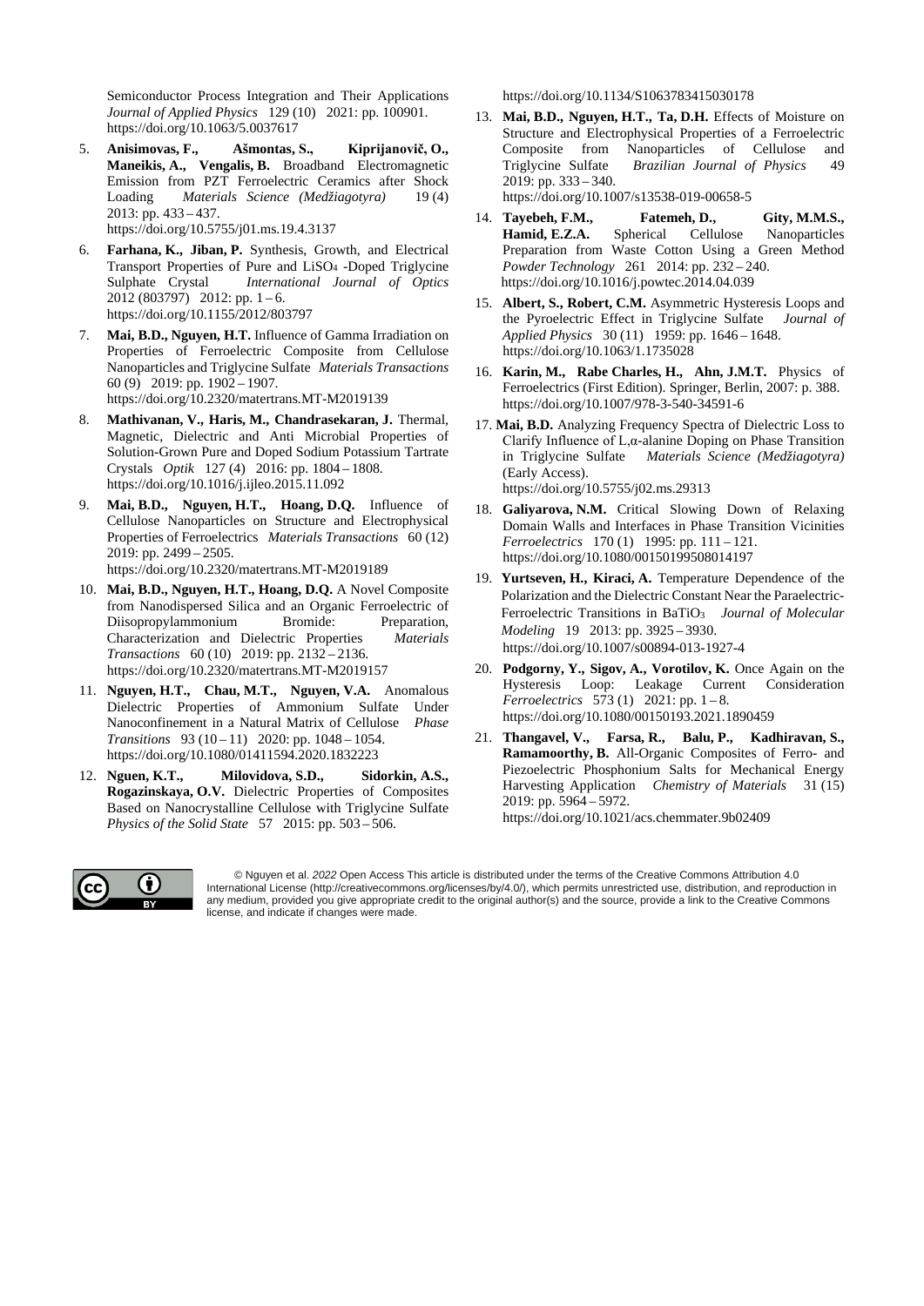Semiconductor Process Integration and Their Applications *Journal of Applied Physics* 129 (10) 2021: pp. 100901. https://doi.org/10.1063/5.0037617

5. **Anisimovas, F., Ašmontas, S., Kiprijanovič, O., Maneikis, A., Vengalis, B.** Broadband Electromagnetic Emission from PZT Ferroelectric Ceramics after Shock Loading *Materials Science (Medžiagotyra)* 19 (4) 2013: pp. 433 – 437. https://doi.org/10.5755/j01.ms.19.4.3137
6. **Farhana, K., Jiban, P.** Synthesis, Growth, and Electrical Transport Properties of Pure and $LiSO_4$ -Doped Triglycine Sulphate Crystal *International Journal of Optics* 2012 (803797) 2012: pp. 1 – 6. https://doi.org/10.1155/2012/803797
7. **Mai, B.D., Nguyen, H.T.** Influence of Gamma Irradiation on Properties of Ferroelectric Composite from Cellulose Nanoparticles and Triglycine Sulfate *Materials Transactions* 60 (9) 2019: pp. 1902 – 1907. https://doi.org/10.2320/matertrans.MT-M2019139
8. **Mathivanan, V., Haris, M., Chandrasekaran, J.** Thermal, Magnetic, Dielectric and Anti Microbial Properties of Solution-Grown Pure and Doped Sodium Potassium Tartrate Crystals *Optik* 127 (4) 2016: pp. 1804 – 1808. https://doi.org/10.1016/j.ijleo.2015.11.092
9. **Mai, B.D., Nguyen, H.T., Hoang, D.Q.** Influence of Cellulose Nanoparticles on Structure and Electrophysical Properties of Ferroelectrics *Materials Transactions* 60 (12) 2019: pp. 2499 – 2505. https://doi.org/10.2320/matertrans.MT-M2019189
10. **Mai, B.D., Nguyen, H.T., Hoang, D.Q.** A Novel Composite from Nanodispersed Silica and an Organic Ferroelectric of Diisopropylammonium Bromide: Preparation, Characterization and Dielectric Properties *Materials Transactions* 60 (10) 2019: pp. 2132 – 2136. https://doi.org/10.2320/matertrans.MT-M2019157
11. **Nguyen, H.T., Chau, M.T., Nguyen, V.A.** Anomalous Dielectric Properties of Ammonium Sulfate Under Nanoconfinement in a Natural Matrix of Cellulose *Phase Transitions* 93 (10 – 11) 2020: pp. 1048 – 1054. https://doi.org/10.1080/01411594.2020.1832223
12. **Nguen, K.T., Milovidova, S.D., Sidorkin, A.S., Rogazinskaya, O.V.** Dielectric Properties of Composites Based on Nanocrystalline Cellulose with Triglycine Sulfate *Physics of the Solid State* 57 2015: pp. 503 – 506. https://doi.org/10.1134/S1063783415030178
13. **Mai, B.D., Nguyen, H.T., Ta, D.H.** Effects of Moisture on Structure and Electrophysical Properties of a Ferroelectric Composite from Nanoparticles of Cellulose and Triglycine Sulfate *Brazilian Journal of Physics* 49 2019: pp. 333 – 340. https://doi.org/10.1007/s13538-019-00658-5
14. **Tayebeh, F.M., Fatemeh, D., Gity, M.M.S., Hamid, E.Z.A.** Spherical Cellulose Nanoparticles Preparation from Waste Cotton Using a Green Method *Powder Technology* 261 2014: pp. 232 – 240. https://doi.org/10.1016/j.powtec.2014.04.039
15. **Albert, S., Robert, C.M.** Asymmetric Hysteresis Loops and the Pyroelectric Effect in Triglycine Sulfate *Journal of Applied Physics* 30 (11) 1959: pp. 1646 – 1648. https://doi.org/10.1063/1.1735028
16. **Karin, M., Rabe Charles, H., Ahn, J.M.T.** Physics of Ferroelectrics (First Edition). Springer, Berlin, 2007: p. 388. https://doi.org/10.1007/978-3-540-34591-6
17. **Mai, B.D.** Analyzing Frequency Spectra of Dielectric Loss to Clarify Influence of L,α-alanine Doping on Phase Transition in Triglycine Sulfate *Materials Science (Medžiagotyra)* (Early Access). https://doi.org/10.5755/j02.ms.29313
18. **Galiyarova, N.M.** Critical Slowing Down of Relaxing Domain Walls and Interfaces in Phase Transition Vicinities *Ferroelectrics* 170 (1) 1995: pp. 111 – 121. https://doi.org/10.1080/00150199508014197
19. **Yurtseven, H., Kiraci, A.** Temperature Dependence of the Polarization and the Dielectric Constant Near the Paraelectric-Ferroelectric Transitions in $BaTiO_3$ *Journal of Molecular Modeling* 19 2013: pp. 3925 – 3930. https://doi.org/10.1007/s00894-013-1927-4
20. **Podgorny, Y., Sigov, A., Vorotilov, K.** Once Again on the Hysteresis Loop: Leakage Current Consideration *Ferroelectrics* 573 (1) 2021: pp. 1 – 8. https://doi.org/10.1080/00150193.2021.1890459
21. **Thangavel, V., Farsa, R., Balu, P., Kadhiravan, S., Ramamoorthy, B.** All-Organic Composites of Ferro- and Piezoelectric Phosphonium Salts for Mechanical Energy Harvesting Application *Chemistry of Materials* 31 (15) 2019: pp. 5964 – 5972. https://doi.org/10.1021/acs.chemmater.9b02409

© Nguyen et al. *2022* Open Access This article is distributed under the terms of the Creative Commons Attribution 4.0 International License (http://creativecommons.org/licenses/by/4.0/), which permits unrestricted use, distribution, and reproduction in any medium, provided you give appropriate credit to the original author(s) and the source, provide a link to the Creative Commons license, and indicate if changes were made.